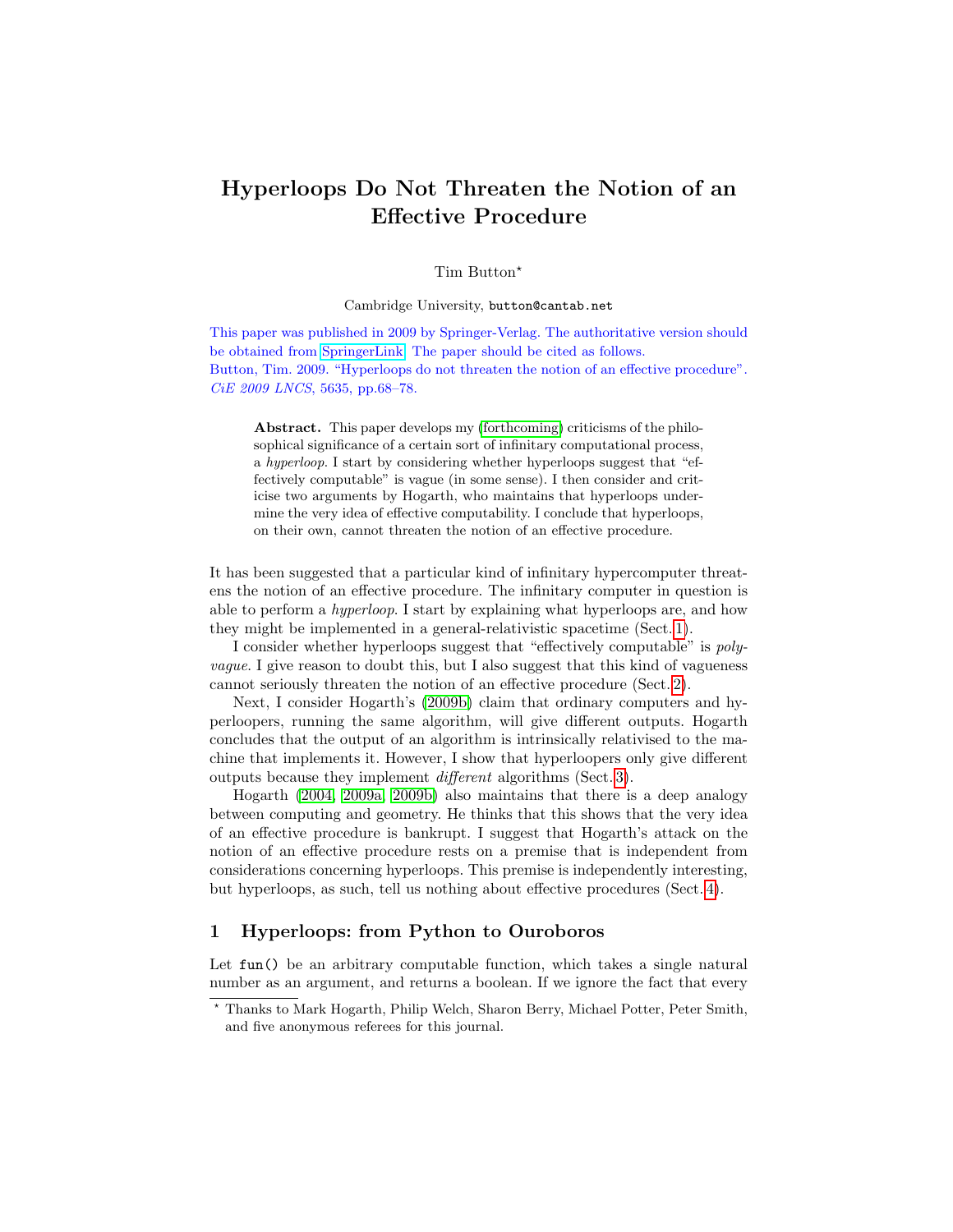# Hyperloops Do Not Threaten the Notion of an Effective Procedure

Tim Button*

Cambridge University, `button@cantab.net`

This paper was published in 2009 by Springer-Verlag. The authoritative version should be obtained from SpringerLink. The paper should be cited as follows.
Button, Tim. 2009. "Hyperloops do not threaten the notion of an effective procedure". *CiE 2009 LNCS*, 5635, pp.68–78.

**Abstract.** This paper develops my (forthcoming) criticisms of the philosophical significance of a certain sort of infinitary computational process, a *hyperloop*. I start by considering whether hyperloops suggest that "effectively computable" is vague (in some sense). I then consider and criticise two arguments by Hogarth, who maintains that hyperloops undermine the very idea of effective computability. I conclude that hyperloops, on their own, cannot threaten the notion of an effective procedure.

It has been suggested that a particular kind of infinitary hypercomputer threatens the notion of an effective procedure. The infinitary computer in question is able to perform a *hyperloop*. I start by explaining what hyperloops are, and how they might be implemented in a general-relativistic spacetime (Sect. 1).

I consider whether hyperloops suggest that "effectively computable" is *polyvague*. I give reason to doubt this, but I also suggest that this kind of vagueness cannot seriously threaten the notion of an effective procedure (Sect. 2).

Next, I consider Hogarth's (2009b) claim that ordinary computers and hyperloopers, running the same algorithm, will give different outputs. Hogarth concludes that the output of an algorithm is intrinsically relativised to the machine that implements it. However, I show that hyperloopers only give different outputs because they implement *different* algorithms (Sect. 3).

Hogarth (2004, 2009a, 2009b) also maintains that there is a deep analogy between computing and geometry. He thinks that this shows that the very idea of an effective procedure is bankrupt. I suggest that Hogarth's attack on the notion of an effective procedure rests on a premise that is independent from considerations concerning hyperloops. This premise is independently interesting, but hyperloops, as such, tell us nothing about effective procedures (Sect. 4).

## 1 Hyperloops: from Python to Ouroboros

Let `fun()` be an arbitrary computable function, which takes a single natural number as an argument, and returns a boolean. If we ignore the fact that every

---

* Thanks to Mark Hogarth, Philip Welch, Sharon Berry, Michael Potter, Peter Smith, and five anonymous referees for this journal.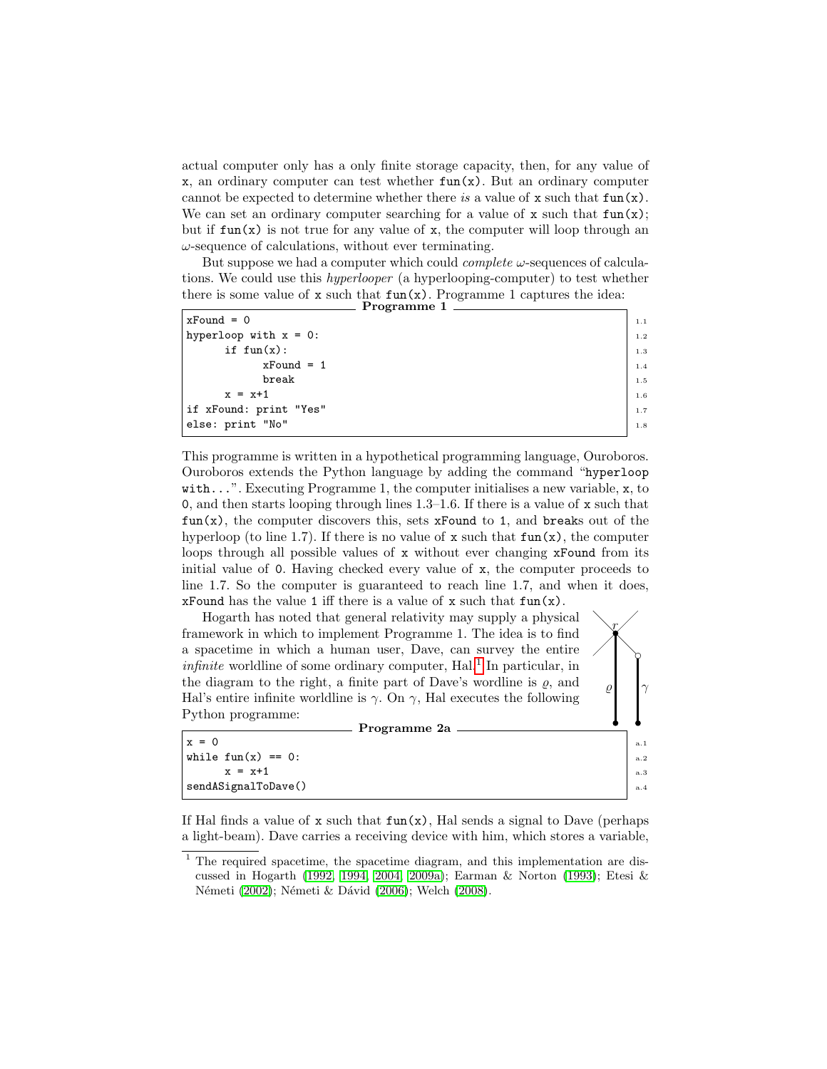actual computer only has a only finite storage capacity, then, for any value of `x`, an ordinary computer can test whether `fun(x)`. But an ordinary computer cannot be expected to determine whether there *is* a value of `x` such that `fun(x)`. We can set an ordinary computer searching for a value of `x` such that `fun(x)`; but if `fun(x)` is not true for any value of `x`, the computer will loop through an $\omega$-sequence of calculations, without ever terminating.

But suppose we had a computer which could *complete* $\omega$-sequences of calculations. We could use this *hyperlooper* (a hyperlooping-computer) to test whether there is some value of `x` such that `fun(x)`. Programme 1 captures the idea:

**Programme 1**

```
xFound = 0                          1.1
hyperloop with x = 0:               1.2
      if fun(x):                    1.3
            xFound = 1              1.4
            break                   1.5
      x = x+1                       1.6
if xFound: print "Yes"              1.7
else: print "No"                    1.8
```

This programme is written in a hypothetical programming language, Ouroboros. Ouroboros extends the Python language by adding the command "`hyperloop with...`". Executing Programme 1, the computer initialises a new variable, `x`, to `0`, and then starts looping through lines 1.3–1.6. If there is a value of `x` such that `fun(x)`, the computer discovers this, sets `xFound` to `1`, and `break`s out of the hyperloop (to line 1.7). If there is no value of `x` such that `fun(x)`, the computer loops through all possible values of `x` without ever changing `xFound` from its initial value of `0`. Having checked every value of `x`, the computer proceeds to line 1.7. So the computer is guaranteed to reach line 1.7, and when it does, `xFound` has the value `1` iff there is a value of `x` such that `fun(x)`.

Hogarth has noted that general relativity may supply a physical framework in which to implement Programme 1. The idea is to find a spacetime in which a human user, Dave, can survey the entire *infinite* worldline of some ordinary computer, Hal.[1] In particular, in the diagram to the right, a finite part of Dave's wordline is $\varrho$, and Hal's entire infinite worldline is $\gamma$. On $\gamma$, Hal executes the following Python programme:

**Programme 2a**

```
x = 0                               a.1
while fun(x) == 0:                  a.2
      x = x+1                       a.3
sendASignalToDave()                 a.4
```

If Hal finds a value of `x` such that `fun(x)`, Hal sends a signal to Dave (perhaps a light-beam). Dave carries a receiving device with him, which stores a variable,

[1] The required spacetime, the spacetime diagram, and this implementation are discussed in Hogarth (1992, 1994, 2004, 2009a); Earman & Norton (1993); Etesi & Németi (2002); Németi & Dávid (2006); Welch (2008).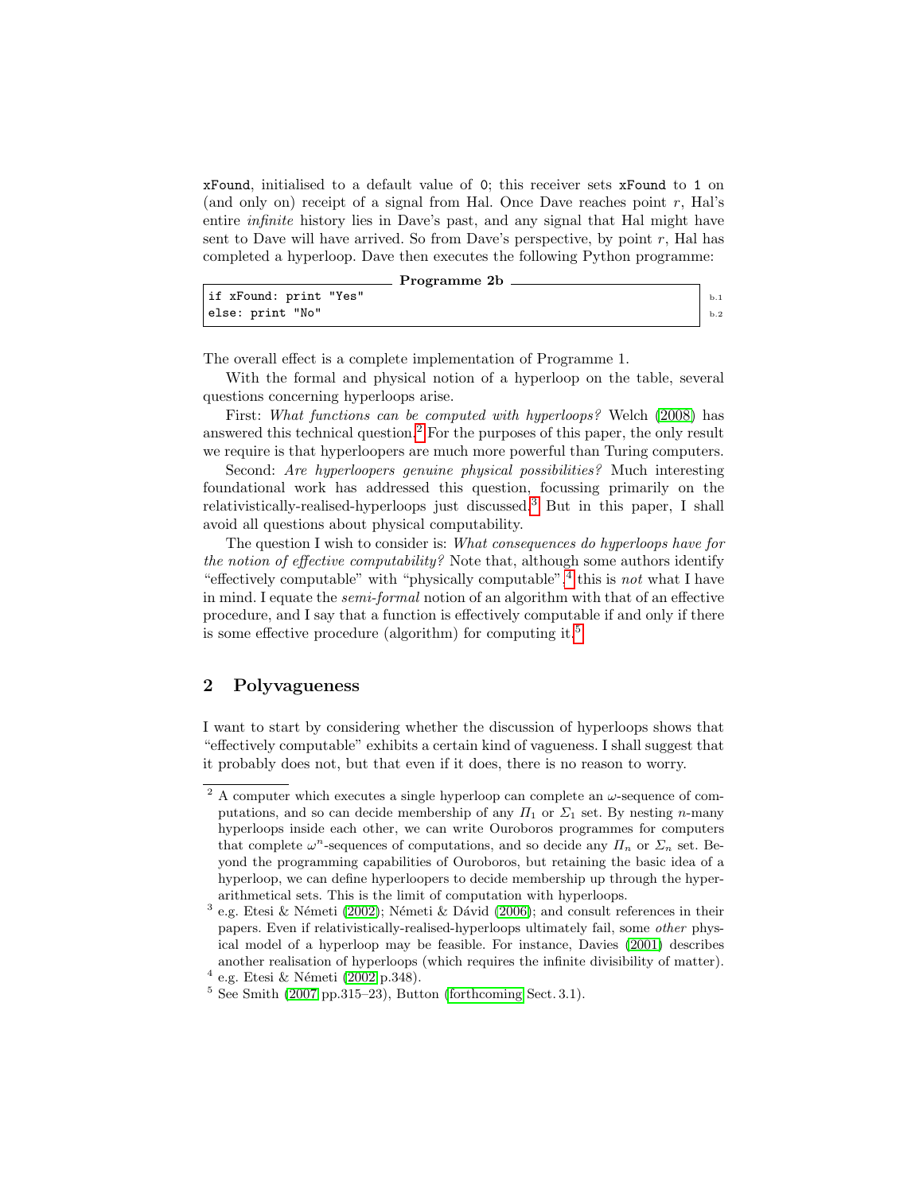xFound, initialised to a default value of 0; this receiver sets xFound to 1 on (and only on) receipt of a signal from Hal. Once Dave reaches point $r$, Hal's entire *infinite* history lies in Dave's past, and any signal that Hal might have sent to Dave will have arrived. So from Dave's perspective, by point $r$, Hal has completed a hyperloop. Dave then executes the following Python programme:

**Programme 2b**

```
if xFound: print "Yes"        b.1
else: print "No"              b.2
```

The overall effect is a complete implementation of Programme 1.

With the formal and physical notion of a hyperloop on the table, several questions concerning hyperloops arise.

First: *What functions can be computed with hyperloops?* Welch (2008) has answered this technical question.[2] For the purposes of this paper, the only result we require is that hyperloopers are much more powerful than Turing computers.

Second: *Are hyperloopers genuine physical possibilities?* Much interesting foundational work has addressed this question, focussing primarily on the relativistically-realised-hyperloops just discussed.[3] But in this paper, I shall avoid all questions about physical computability.

The question I wish to consider is: *What consequences do hyperloops have for the notion of effective computability?* Note that, although some authors identify "effectively computable" with "physically computable",[4] this is *not* what I have in mind. I equate the *semi-formal* notion of an algorithm with that of an effective procedure, and I say that a function is effectively computable if and only if there is some effective procedure (algorithm) for computing it.[5]

## 2 Polyvagueness

I want to start by considering whether the discussion of hyperloops shows that "effectively computable" exhibits a certain kind of vagueness. I shall suggest that it probably does not, but that even if it does, there is no reason to worry.

---

[2] A computer which executes a single hyperloop can complete an $\omega$-sequence of computations, and so can decide membership of any $\Pi_1$ or $\Sigma_1$ set. By nesting $n$-many hyperloops inside each other, we can write Ouroboros programmes for computers that complete $\omega^n$-sequences of computations, and so decide any $\Pi_n$ or $\Sigma_n$ set. Beyond the programming capabilities of Ouroboros, but retaining the basic idea of a hyperloop, we can define hyperloopers to decide membership up through the hyperarithmetical sets. This is the limit of computation with hyperloops.

[3] e.g. Etesi & Németi (2002); Németi & Dávid (2006); and consult references in their papers. Even if relativistically-realised-hyperloops ultimately fail, some *other* physical model of a hyperloop may be feasible. For instance, Davies (2001) describes another realisation of hyperloops (which requires the infinite divisibility of matter).

[4] e.g. Etesi & Németi (2002, p.348).

[5] See Smith (2007, pp.315–23), Button (forthcoming, Sect. 3.1).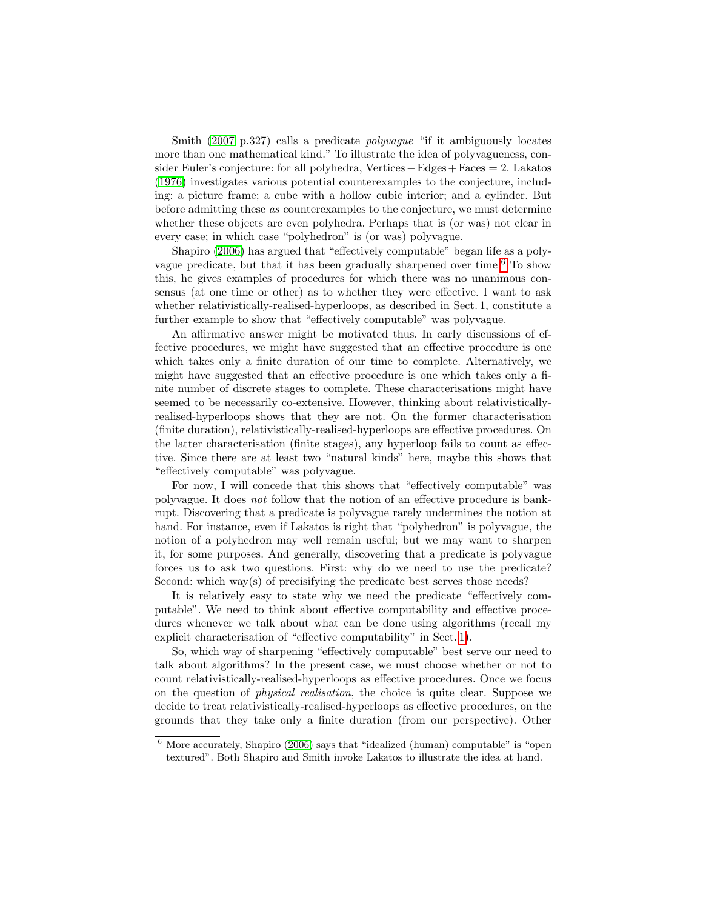Smith (2007 p.327) calls a predicate *polyvague* "if it ambiguously locates more than one mathematical kind." To illustrate the idea of polyvagueness, consider Euler's conjecture: for all polyhedra, Vertices − Edges + Faces = 2. Lakatos (1976) investigates various potential counterexamples to the conjecture, including: a picture frame; a cube with a hollow cubic interior; and a cylinder. But before admitting these *as* counterexamples to the conjecture, we must determine whether these objects are even polyhedra. Perhaps that is (or was) not clear in every case; in which case "polyhedron" is (or was) polyvague.

Shapiro (2006) has argued that "effectively computable" began life as a polyvague predicate, but that it has been gradually sharpened over time.[6] To show this, he gives examples of procedures for which there was no unanimous consensus (at one time or other) as to whether they were effective. I want to ask whether relativistically-realised-hyperloops, as described in Sect. 1, constitute a further example to show that "effectively computable" was polyvague.

An affirmative answer might be motivated thus. In early discussions of effective procedures, we might have suggested that an effective procedure is one which takes only a finite duration of our time to complete. Alternatively, we might have suggested that an effective procedure is one which takes only a finite number of discrete stages to complete. These characterisations might have seemed to be necessarily co-extensive. However, thinking about relativistically-realised-hyperloops shows that they are not. On the former characterisation (finite duration), relativistically-realised-hyperloops are effective procedures. On the latter characterisation (finite stages), any hyperloop fails to count as effective. Since there are at least two "natural kinds" here, maybe this shows that "effectively computable" was polyvague.

For now, I will concede that this shows that "effectively computable" was polyvague. It does *not* follow that the notion of an effective procedure is bankrupt. Discovering that a predicate is polyvague rarely undermines the notion at hand. For instance, even if Lakatos is right that "polyhedron" is polyvague, the notion of a polyhedron may well remain useful; but we may want to sharpen it, for some purposes. And generally, discovering that a predicate is polyvague forces us to ask two questions. First: why do we need to use the predicate? Second: which way(s) of precisifying the predicate best serves those needs?

It is relatively easy to state why we need the predicate "effectively computable". We need to think about effective computability and effective procedures whenever we talk about what can be done using algorithms (recall my explicit characterisation of "effective computability" in Sect. 1).

So, which way of sharpening "effectively computable" best serve our need to talk about algorithms? In the present case, we must choose whether or not to count relativistically-realised-hyperloops as effective procedures. Once we focus on the question of *physical realisation*, the choice is quite clear. Suppose we decide to treat relativistically-realised-hyperloops as effective procedures, on the grounds that they take only a finite duration (from our perspective). Other

[6] More accurately, Shapiro (2006) says that "idealized (human) computable" is "open textured". Both Shapiro and Smith invoke Lakatos to illustrate the idea at hand.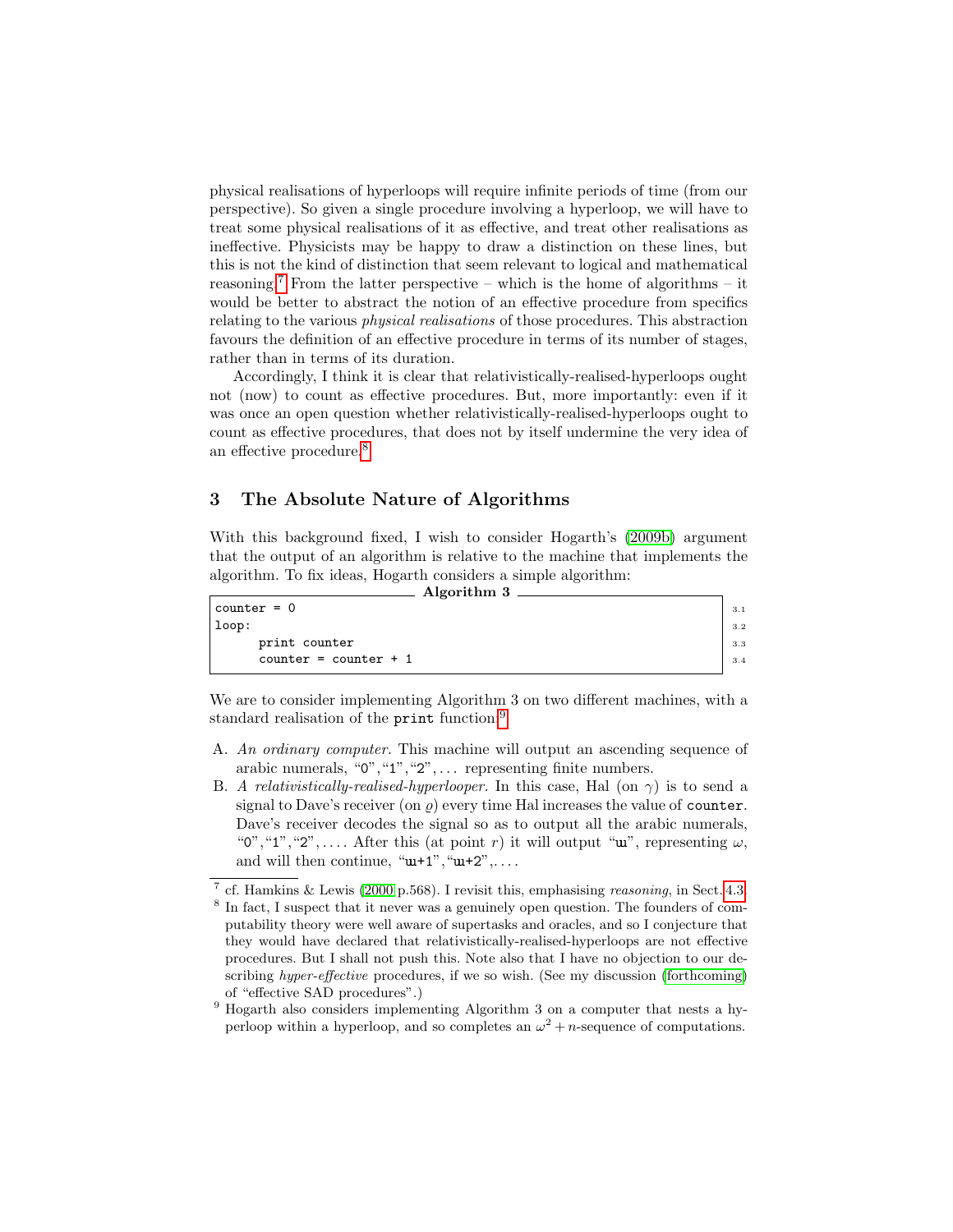physical realisations of hyperloops will require infinite periods of time (from our perspective). So given a single procedure involving a hyperloop, we will have to treat some physical realisations of it as effective, and treat other realisations as ineffective. Physicists may be happy to draw a distinction on these lines, but this is not the kind of distinction that seem relevant to logical and mathematical reasoning.[7] From the latter perspective – which is the home of algorithms – it would be better to abstract the notion of an effective procedure from specifics relating to the various *physical realisations* of those procedures. This abstraction favours the definition of an effective procedure in terms of its number of stages, rather than in terms of its duration.

Accordingly, I think it is clear that relativistically-realised-hyperloops ought not (now) to count as effective procedures. But, more importantly: even if it was once an open question whether relativistically-realised-hyperloops ought to count as effective procedures, that does not by itself undermine the very idea of an effective procedure.[8]

## 3 The Absolute Nature of Algorithms

With this background fixed, I wish to consider Hogarth's (2009b) argument that the output of an algorithm is relative to the machine that implements the algorithm. To fix ideas, Hogarth considers a simple algorithm:

**Algorithm 3**

```
counter = 0                      3.1
loop:                            3.2
      print counter              3.3
      counter = counter + 1      3.4
```

We are to consider implementing Algorithm 3 on two different machines, with a standard realisation of the `print` function:[9]

A. *An ordinary computer.* This machine will output an ascending sequence of arabic numerals, "0","1","2",... representing finite numbers.
B. *A relativistically-realised-hyperlooper.* In this case, Hal (on $\gamma$) is to send a signal to Dave's receiver (on $\varrho$) every time Hal increases the value of `counter`. Dave's receiver decodes the signal so as to output all the arabic numerals, "0","1","2",.... After this (at point $r$) it will output "ω", representing $\omega$, and will then continue, "ω+1","ω+2",....

---

[7] cf. Hamkins & Lewis (2000 p.568). I revisit this, emphasising *reasoning*, in Sect. 4.3.

[8] In fact, I suspect that it never was a genuinely open question. The founders of computability theory were well aware of supertasks and oracles, and so I conjecture that they would have declared that relativistically-realised-hyperloops are not effective procedures. But I shall not push this. Note also that I have no objection to our describing *hyper-effective* procedures, if we so wish. (See my discussion (forthcoming) of "effective SAD procedures".)

[9] Hogarth also considers implementing Algorithm 3 on a computer that nests a hyperloop within a hyperloop, and so completes an $\omega^2 + n$-sequence of computations.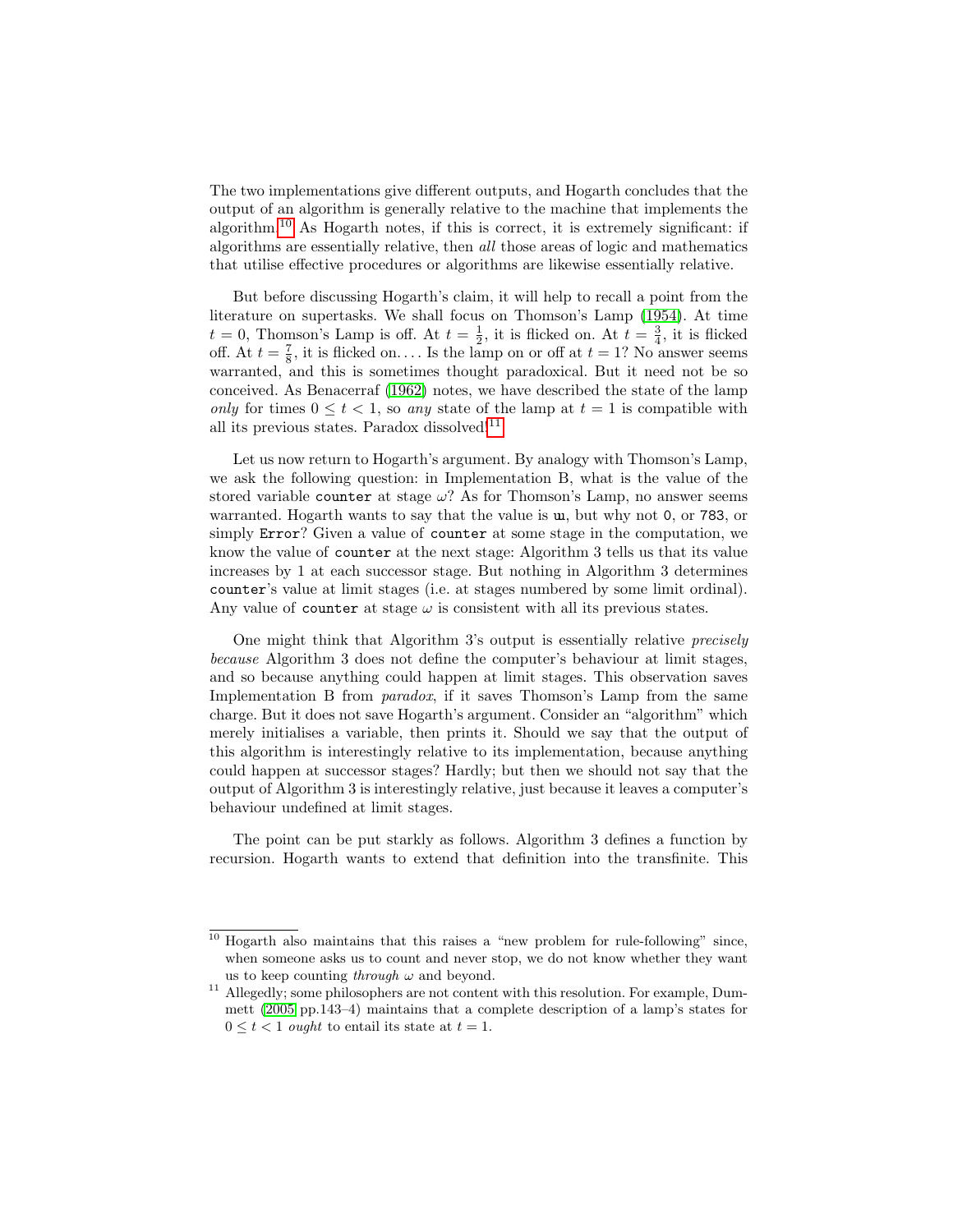The two implementations give different outputs, and Hogarth concludes that the output of an algorithm is generally relative to the machine that implements the algorithm.[10] As Hogarth notes, if this is correct, it is extremely significant: if algorithms are essentially relative, then *all* those areas of logic and mathematics that utilise effective procedures or algorithms are likewise essentially relative.

But before discussing Hogarth's claim, it will help to recall a point from the literature on supertasks. We shall focus on Thomson's Lamp (1954). At time $t = 0$, Thomson's Lamp is off. At $t = \frac{1}{2}$, it is flicked on. At $t = \frac{3}{4}$, it is flicked off. At $t = \frac{7}{8}$, it is flicked on.... Is the lamp on or off at $t = 1$? No answer seems warranted, and this is sometimes thought paradoxical. But it need not be so conceived. As Benacerraf (1962) notes, we have described the state of the lamp *only* for times $0 \leq t < 1$, so *any* state of the lamp at $t = 1$ is compatible with all its previous states. Paradox dissolved![11]

Let us now return to Hogarth's argument. By analogy with Thomson's Lamp, we ask the following question: in Implementation B, what is the value of the stored variable `counter` at stage $\omega$? As for Thomson's Lamp, no answer seems warranted. Hogarth wants to say that the value is `u`, but why not `0`, or `783`, or simply `Error`? Given a value of `counter` at some stage in the computation, we know the value of `counter` at the next stage: Algorithm 3 tells us that its value increases by 1 at each successor stage. But nothing in Algorithm 3 determines `counter`'s value at limit stages (i.e. at stages numbered by some limit ordinal). Any value of `counter` at stage $\omega$ is consistent with all its previous states.

One might think that Algorithm 3's output is essentially relative *precisely because* Algorithm 3 does not define the computer's behaviour at limit stages, and so because anything could happen at limit stages. This observation saves Implementation B from *paradox*, if it saves Thomson's Lamp from the same charge. But it does not save Hogarth's argument. Consider an "algorithm" which merely initialises a variable, then prints it. Should we say that the output of this algorithm is interestingly relative to its implementation, because anything could happen at successor stages? Hardly; but then we should not say that the output of Algorithm 3 is interestingly relative, just because it leaves a computer's behaviour undefined at limit stages.

The point can be put starkly as follows. Algorithm 3 defines a function by recursion. Hogarth wants to extend that definition into the transfinite. This

---

[10] Hogarth also maintains that this raises a "new problem for rule-following" since, when someone asks us to count and never stop, we do not know whether they want us to keep counting *through* $\omega$ and beyond.

[11] Allegedly; some philosophers are not content with this resolution. For example, Dummett (2005 pp.143–4) maintains that a complete description of a lamp's states for $0 \leq t < 1$ *ought* to entail its state at $t = 1$.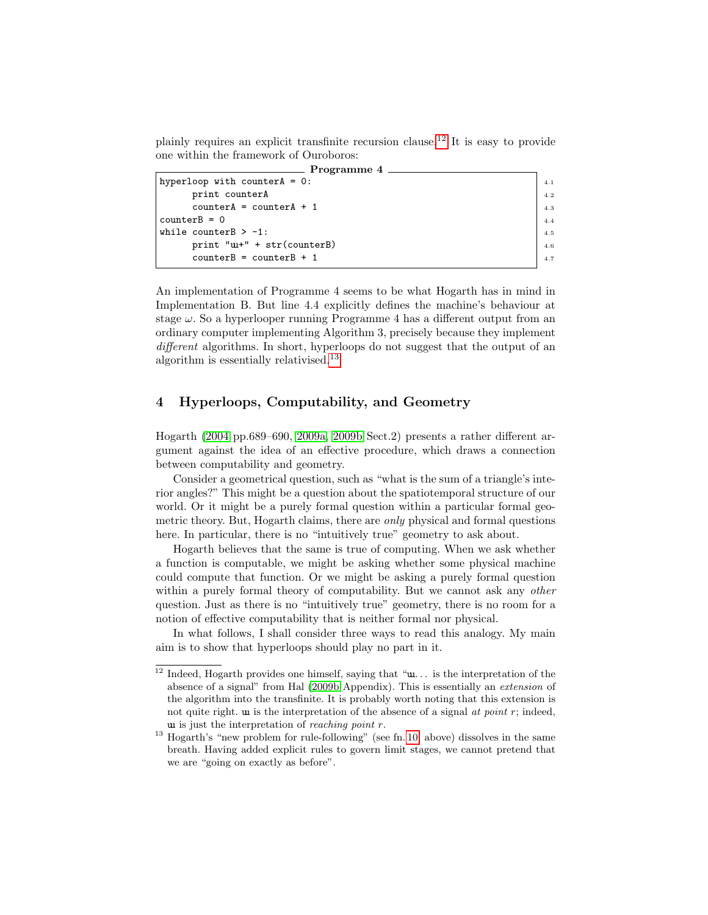plainly requires an explicit transfinite recursion clause.[12] It is easy to provide one within the framework of Ouroboros:

**Programme 4**

```
hyperloop with counterA = 0:                    4.1
      print counterA                            4.2
      counterA = counterA + 1                   4.3
counterB = 0                                    4.4
while counterB > -1:                            4.5
      print "ω+" + str(counterB)                4.6
      counterB = counterB + 1                   4.7
```

An implementation of Programme 4 seems to be what Hogarth has in mind in Implementation B. But line 4.4 explicitly defines the machine's behaviour at stage $\omega$. So a hyperlooper running Programme 4 has a different output from an ordinary computer implementing Algorithm 3, precisely because they implement *different* algorithms. In short, hyperloops do not suggest that the output of an algorithm is essentially relativised.[13]

## 4 Hyperloops, Computability, and Geometry

Hogarth (2004 pp.689–690, 2009a, 2009b Sect.2) presents a rather different argument against the idea of an effective procedure, which draws a connection between computability and geometry.

Consider a geometrical question, such as "what is the sum of a triangle's interior angles?" This might be a question about the spatiotemporal structure of our world. Or it might be a purely formal question within a particular formal geometric theory. But, Hogarth claims, there are *only* physical and formal questions here. In particular, there is no "intuitively true" geometry to ask about.

Hogarth believes that the same is true of computing. When we ask whether a function is computable, we might be asking whether some physical machine could compute that function. Or we might be asking a purely formal question within a purely formal theory of computability. But we cannot ask any *other* question. Just as there is no "intuitively true" geometry, there is no room for a notion of effective computability that is neither formal nor physical.

In what follows, I shall consider three ways to read this analogy. My main aim is to show that hyperloops should play no part in it.

---

[12] Indeed, Hogarth provides one himself, saying that "ω... is the interpretation of the absence of a signal" from Hal (2009b Appendix). This is essentially an *extension* of the algorithm into the transfinite. It is probably worth noting that this extension is not quite right. ω is the interpretation of the absence of a signal *at point* $r$; indeed, ω is just the interpretation of *reaching point* $r$.

[13] Hogarth's "new problem for rule-following" (see fn.10, above) dissolves in the same breath. Having added explicit rules to govern limit stages, we cannot pretend that we are "going on exactly as before".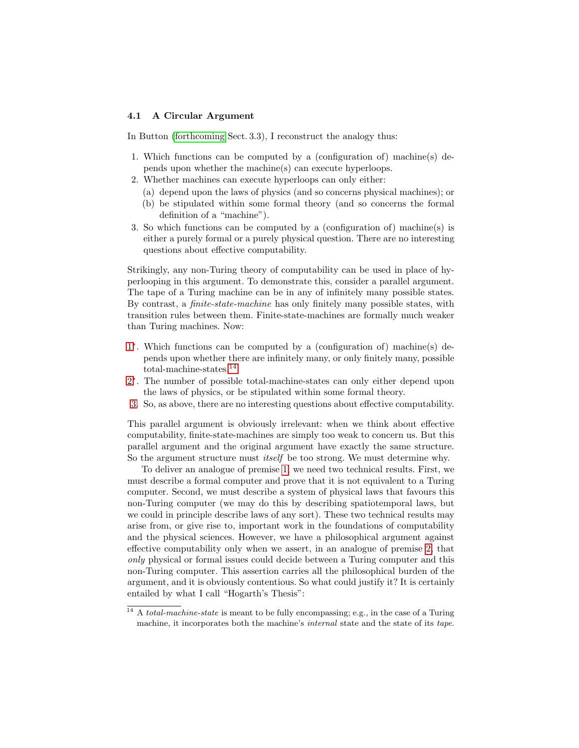### 4.1 A Circular Argument

In Button (forthcoming Sect. 3.3), I reconstruct the analogy thus:

1. Which functions can be computed by a (configuration of) machine(s) depends upon whether the machine(s) can execute hyperloops.
2. Whether machines can execute hyperloops can only either:
   (a) depend upon the laws of physics (and so concerns physical machines); or
   (b) be stipulated within some formal theory (and so concerns the formal definition of a "machine").
3. So which functions can be computed by a (configuration of) machine(s) is either a purely formal or a purely physical question. There are no interesting questions about effective computability.

Strikingly, any non-Turing theory of computability can be used in place of hyperlooping in this argument. To demonstrate this, consider a parallel argument. The tape of a Turing machine can be in any of infinitely many possible states. By contrast, a *finite-state-machine* has only finitely many possible states, with transition rules between them. Finite-state-machines are formally much weaker than Turing machines. Now:

1*. Which functions can be computed by a (configuration of) machine(s) depends upon whether there are infinitely many, or only finitely many, possible total-machine-states.[14]

2*. The number of possible total-machine-states can only either depend upon the laws of physics, or be stipulated within some formal theory.

3. So, as above, there are no interesting questions about effective computability.

This parallel argument is obviously irrelevant: when we think about effective computability, finite-state-machines are simply too weak to concern us. But this parallel argument and the original argument have exactly the same structure. So the argument structure must *itself* be too strong. We must determine why.

To deliver an analogue of premise 1, we need two technical results. First, we must describe a formal computer and prove that it is not equivalent to a Turing computer. Second, we must describe a system of physical laws that favours this non-Turing computer (we may do this by describing spatiotemporal laws, but we could in principle describe laws of any sort). These two technical results may arise from, or give rise to, important work in the foundations of computability and the physical sciences. However, we have a philosophical argument against effective computability only when we assert, in an analogue of premise 2, that *only* physical or formal issues could decide between a Turing computer and this non-Turing computer. This assertion carries all the philosophical burden of the argument, and it is obviously contentious. So what could justify it? It is certainly entailed by what I call "Hogarth's Thesis":

[14] A *total-machine-state* is meant to be fully encompassing; e.g., in the case of a Turing machine, it incorporates both the machine's *internal* state and the state of its *tape*.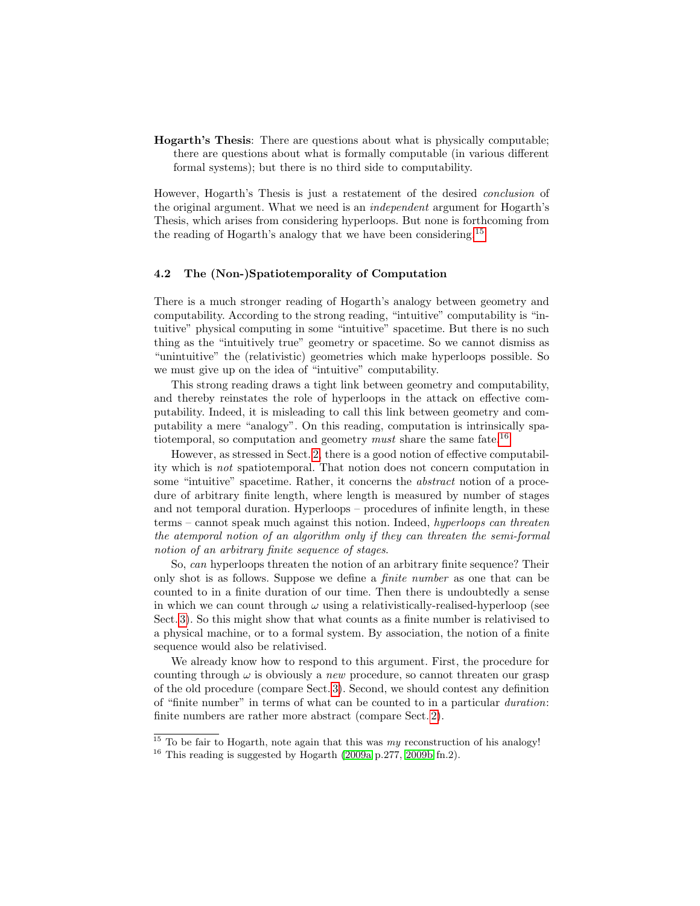**Hogarth's Thesis**: There are questions about what is physically computable; there are questions about what is formally computable (in various different formal systems); but there is no third side to computability.

However, Hogarth's Thesis is just a restatement of the desired *conclusion* of the original argument. What we need is an *independent* argument for Hogarth's Thesis, which arises from considering hyperloops. But none is forthcoming from the reading of Hogarth's analogy that we have been considering.[15]

### 4.2 The (Non-)Spatiotemporality of Computation

There is a much stronger reading of Hogarth's analogy between geometry and computability. According to the strong reading, "intuitive" computability is "intuitive" physical computing in some "intuitive" spacetime. But there is no such thing as the "intuitively true" geometry or spacetime. So we cannot dismiss as "unintuitive" the (relativistic) geometries which make hyperloops possible. So we must give up on the idea of "intuitive" computability.

This strong reading draws a tight link between geometry and computability, and thereby reinstates the role of hyperloops in the attack on effective computability. Indeed, it is misleading to call this link between geometry and computability a mere "analogy". On this reading, computation is intrinsically spatiotemporal, so computation and geometry *must* share the same fate.[16]

However, as stressed in Sect. 2, there is a good notion of effective computability which is *not* spatiotemporal. That notion does not concern computation in some "intuitive" spacetime. Rather, it concerns the *abstract* notion of a procedure of arbitrary finite length, where length is measured by number of stages and not temporal duration. Hyperloops – procedures of infinite length, in these terms – cannot speak much against this notion. Indeed, *hyperloops can threaten the atemporal notion of an algorithm only if they can threaten the semi-formal notion of an arbitrary finite sequence of stages*.

So, *can* hyperloops threaten the notion of an arbitrary finite sequence? Their only shot is as follows. Suppose we define a *finite number* as one that can be counted to in a finite duration of our time. Then there is undoubtedly a sense in which we can count through $\omega$ using a relativistically-realised-hyperloop (see Sect. 3). So this might show that what counts as a finite number is relativised to a physical machine, or to a formal system. By association, the notion of a finite sequence would also be relativised.

We already know how to respond to this argument. First, the procedure for counting through $\omega$ is obviously a *new* procedure, so cannot threaten our grasp of the old procedure (compare Sect. 3). Second, we should contest any definition of "finite number" in terms of what can be counted to in a particular *duration*: finite numbers are rather more abstract (compare Sect. 2).

---

[15] To be fair to Hogarth, note again that this was *my* reconstruction of his analogy!

[16] This reading is suggested by Hogarth (2009a p.277, 2009b fn.2).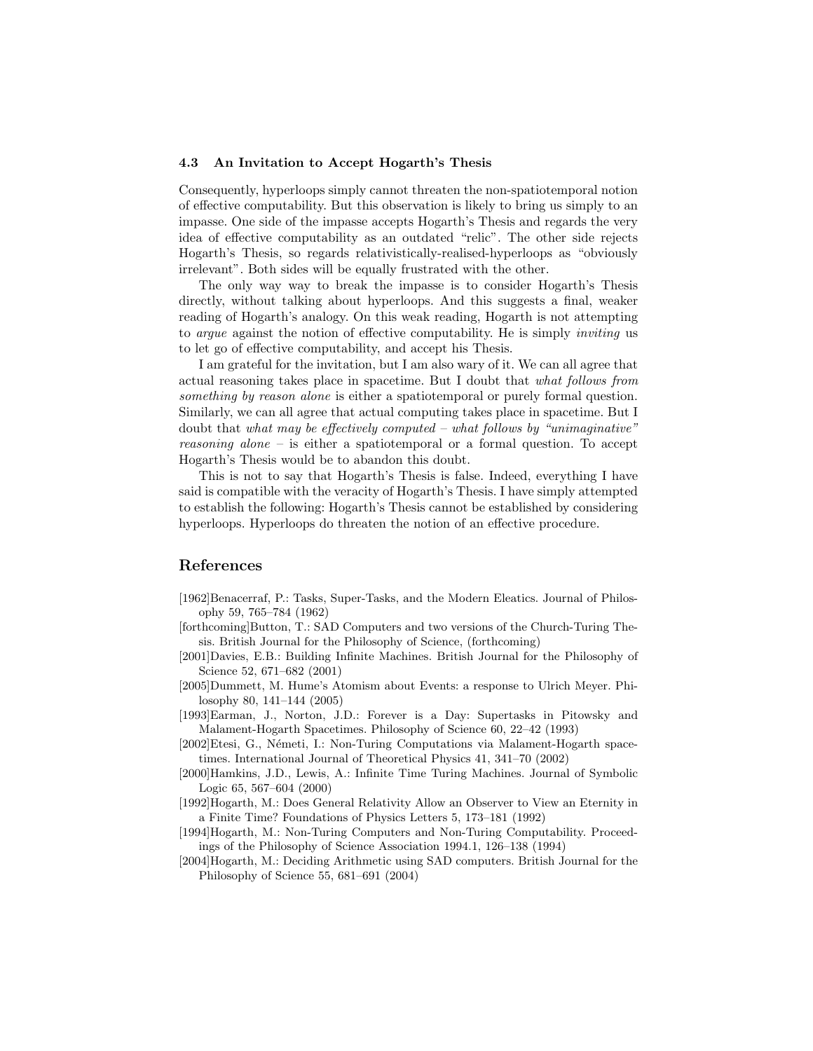### 4.3 An Invitation to Accept Hogarth's Thesis

Consequently, hyperloops simply cannot threaten the non-spatiotemporal notion of effective computability. But this observation is likely to bring us simply to an impasse. One side of the impasse accepts Hogarth's Thesis and regards the very idea of effective computability as an outdated "relic". The other side rejects Hogarth's Thesis, so regards relativistically-realised-hyperloops as "obviously irrelevant". Both sides will be equally frustrated with the other.

The only way way to break the impasse is to consider Hogarth's Thesis directly, without talking about hyperloops. And this suggests a final, weaker reading of Hogarth's analogy. On this weak reading, Hogarth is not attempting to *argue* against the notion of effective computability. He is simply *inviting* us to let go of effective computability, and accept his Thesis.

I am grateful for the invitation, but I am also wary of it. We can all agree that actual reasoning takes place in spacetime. But I doubt that *what follows from something by reason alone* is either a spatiotemporal or purely formal question. Similarly, we can all agree that actual computing takes place in spacetime. But I doubt that *what may be effectively computed – what follows by "unimaginative" reasoning alone* – is either a spatiotemporal or a formal question. To accept Hogarth's Thesis would be to abandon this doubt.

This is not to say that Hogarth's Thesis is false. Indeed, everything I have said is compatible with the veracity of Hogarth's Thesis. I have simply attempted to establish the following: Hogarth's Thesis cannot be established by considering hyperloops. Hyperloops do threaten the notion of an effective procedure.

## References

[1962]Benacerraf, P.: Tasks, Super-Tasks, and the Modern Eleatics. Journal of Philosophy 59, 765–784 (1962)

[forthcoming]Button, T.: SAD Computers and two versions of the Church-Turing Thesis. British Journal for the Philosophy of Science, (forthcoming)

[2001]Davies, E.B.: Building Infinite Machines. British Journal for the Philosophy of Science 52, 671–682 (2001)

[2005]Dummett, M. Hume's Atomism about Events: a response to Ulrich Meyer. Philosophy 80, 141–144 (2005)

[1993]Earman, J., Norton, J.D.: Forever is a Day: Supertasks in Pitowsky and Malament-Hogarth Spacetimes. Philosophy of Science 60, 22–42 (1993)

[2002]Etesi, G., Németi, I.: Non-Turing Computations via Malament-Hogarth spacetimes. International Journal of Theoretical Physics 41, 341–70 (2002)

[2000]Hamkins, J.D., Lewis, A.: Infinite Time Turing Machines. Journal of Symbolic Logic 65, 567–604 (2000)

[1992]Hogarth, M.: Does General Relativity Allow an Observer to View an Eternity in a Finite Time? Foundations of Physics Letters 5, 173–181 (1992)

[1994]Hogarth, M.: Non-Turing Computers and Non-Turing Computability. Proceedings of the Philosophy of Science Association 1994.1, 126–138 (1994)

[2004]Hogarth, M.: Deciding Arithmetic using SAD computers. British Journal for the Philosophy of Science 55, 681–691 (2004)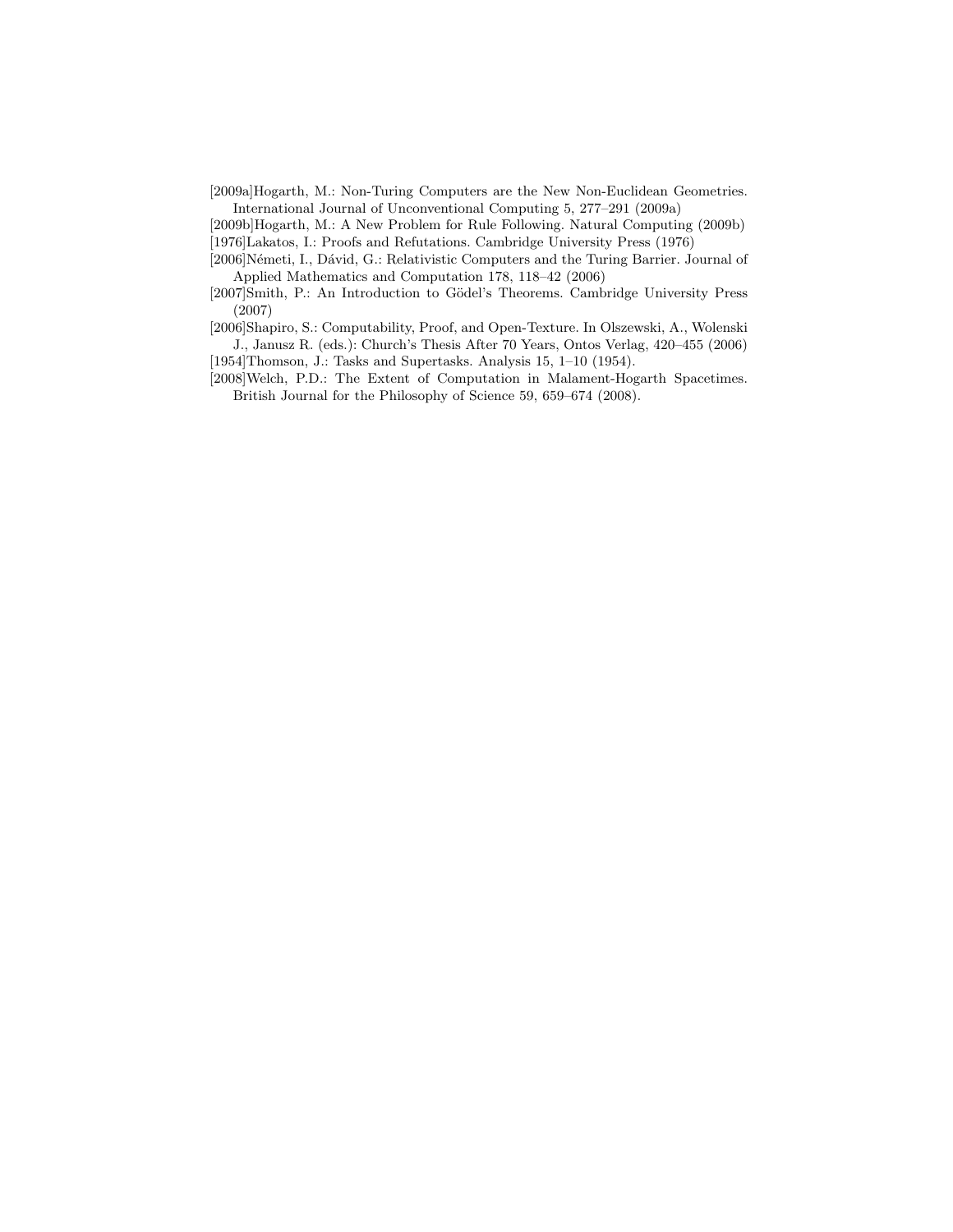[2009a]Hogarth, M.: Non-Turing Computers are the New Non-Euclidean Geometries. International Journal of Unconventional Computing 5, 277–291 (2009a)

[2009b]Hogarth, M.: A New Problem for Rule Following. Natural Computing (2009b)

[1976]Lakatos, I.: Proofs and Refutations. Cambridge University Press (1976)

[2006]Németi, I., Dávid, G.: Relativistic Computers and the Turing Barrier. Journal of Applied Mathematics and Computation 178, 118–42 (2006)

[2007]Smith, P.: An Introduction to Gödel's Theorems. Cambridge University Press (2007)

[2006]Shapiro, S.: Computability, Proof, and Open-Texture. In Olszewski, A., Wolenski J., Janusz R. (eds.): Church's Thesis After 70 Years, Ontos Verlag, 420–455 (2006)

[1954]Thomson, J.: Tasks and Supertasks. Analysis 15, 1–10 (1954).

[2008]Welch, P.D.: The Extent of Computation in Malament-Hogarth Spacetimes. British Journal for the Philosophy of Science 59, 659–674 (2008).